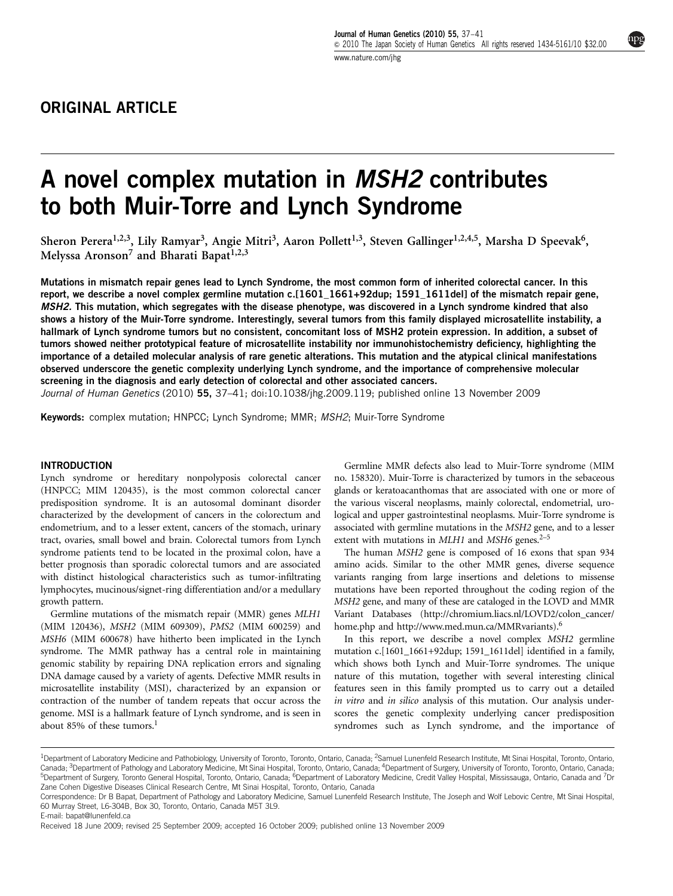ORIGINAL ARTICLE

# A novel complex mutation in *MSH2* contributes to both Muir-Torre and Lynch Syndrome

Sheron Perera[1,2,3], Lily Ramyar[3], Angie Mitri[3], Aaron Pollett[1,3], Steven Gallinger[1,2,4,5], Marsha D Speevak[6], Melyssa Aronson[7] and Bharati Bapat[1,2,3]

**Mutations in mismatch repair genes lead to Lynch Syndrome, the most common form of inherited colorectal cancer. In this report, we describe a novel complex germline mutation c.[1601_1661+92dup; 1591_1611del] of the mismatch repair gene, *MSH2*. This mutation, which segregates with the disease phenotype, was discovered in a Lynch syndrome kindred that also shows a history of the Muir-Torre syndrome. Interestingly, several tumors from this family displayed microsatellite instability, a hallmark of Lynch syndrome tumors but no consistent, concomitant loss of MSH2 protein expression. In addition, a subset of tumors showed neither prototypical feature of microsatellite instability nor immunohistochemistry deficiency, highlighting the importance of a detailed molecular analysis of rare genetic alterations. This mutation and the atypical clinical manifestations observed underscore the genetic complexity underlying Lynch syndrome, and the importance of comprehensive molecular screening in the diagnosis and early detection of colorectal and other associated cancers.**

*Journal of Human Genetics* (2010) **55,** 37–41; doi:10.1038/jhg.2009.119; published online 13 November 2009

**Keywords:** complex mutation; HNPCC; Lynch Syndrome; MMR; *MSH2*; Muir-Torre Syndrome

## INTRODUCTION

Lynch syndrome or hereditary nonpolyposis colorectal cancer (HNPCC; MIM 120435), is the most common colorectal cancer predisposition syndrome. It is an autosomal dominant disorder characterized by the development of cancers in the colorectum and endometrium, and to a lesser extent, cancers of the stomach, urinary tract, ovaries, small bowel and brain. Colorectal tumors from Lynch syndrome patients tend to be located in the proximal colon, have a better prognosis than sporadic colorectal tumors and are associated with distinct histological characteristics such as tumor-infiltrating lymphocytes, mucinous/signet-ring differentiation and/or a medullary growth pattern.

Germline mutations of the mismatch repair (MMR) genes *MLH1* (MIM 120436), *MSH2* (MIM 609309), *PMS2* (MIM 600259) and *MSH6* (MIM 600678) have hitherto been implicated in the Lynch syndrome. The MMR pathway has a central role in maintaining genomic stability by repairing DNA replication errors and signaling DNA damage caused by a variety of agents. Defective MMR results in microsatellite instability (MSI), characterized by an expansion or contraction of the number of tandem repeats that occur across the genome. MSI is a hallmark feature of Lynch syndrome, and is seen in about 85% of these tumors.[1]

Germline MMR defects also lead to Muir-Torre syndrome (MIM no. 158320). Muir-Torre is characterized by tumors in the sebaceous glands or keratoacanthomas that are associated with one or more of the various visceral neoplasms, mainly colorectal, endometrial, urological and upper gastrointestinal neoplasms. Muir-Torre syndrome is associated with germline mutations in the *MSH2* gene, and to a lesser extent with mutations in *MLH1* and *MSH6* genes.[2–5]

The human *MSH2* gene is composed of 16 exons that span 934 amino acids. Similar to the other MMR genes, diverse sequence variants ranging from large insertions and deletions to missense mutations have been reported throughout the coding region of the *MSH2* gene, and many of these are cataloged in the LOVD and MMR Variant Databases (http://chromium.liacs.nl/LOVD2/colon_cancer/home.php and http://www.med.mun.ca/MMRvariants).[6]

In this report, we describe a novel complex *MSH2* germline mutation c.[1601_1661+92dup; 1591_1611del] identified in a family, which shows both Lynch and Muir-Torre syndromes. The unique nature of this mutation, together with several interesting clinical features seen in this family prompted us to carry out a detailed *in vitro* and *in silico* analysis of this mutation. Our analysis underscores the genetic complexity underlying cancer predisposition syndromes such as Lynch syndrome, and the importance of

[1]Department of Laboratory Medicine and Pathobiology, University of Toronto, Toronto, Ontario, Canada; [2]Samuel Lunenfeld Research Institute, Mt Sinai Hospital, Toronto, Ontario, Canada; [3]Department of Pathology and Laboratory Medicine, Mt Sinai Hospital, Toronto, Ontario, Canada; [4]Department of Surgery, University of Toronto, Toronto, Ontario, Canada; [5]Department of Surgery, Toronto General Hospital, Toronto, Ontario, Canada; [6]Department of Laboratory Medicine, Credit Valley Hospital, Mississauga, Ontario, Canada and [7]Dr Zane Cohen Digestive Diseases Clinical Research Centre, Mt Sinai Hospital, Toronto, Ontario, Canada

Correspondence: Dr B Bapat, Department of Pathology and Laboratory Medicine, Samuel Lunenfeld Research Institute, The Joseph and Wolf Lebovic Centre, Mt Sinai Hospital, 60 Murray Street, L6-304B, Box 30, Toronto, Ontario, Canada M5T 3L9.

E-mail: bapat@lunenfeld.ca

Received 18 June 2009; revised 25 September 2009; accepted 16 October 2009; published online 13 November 2009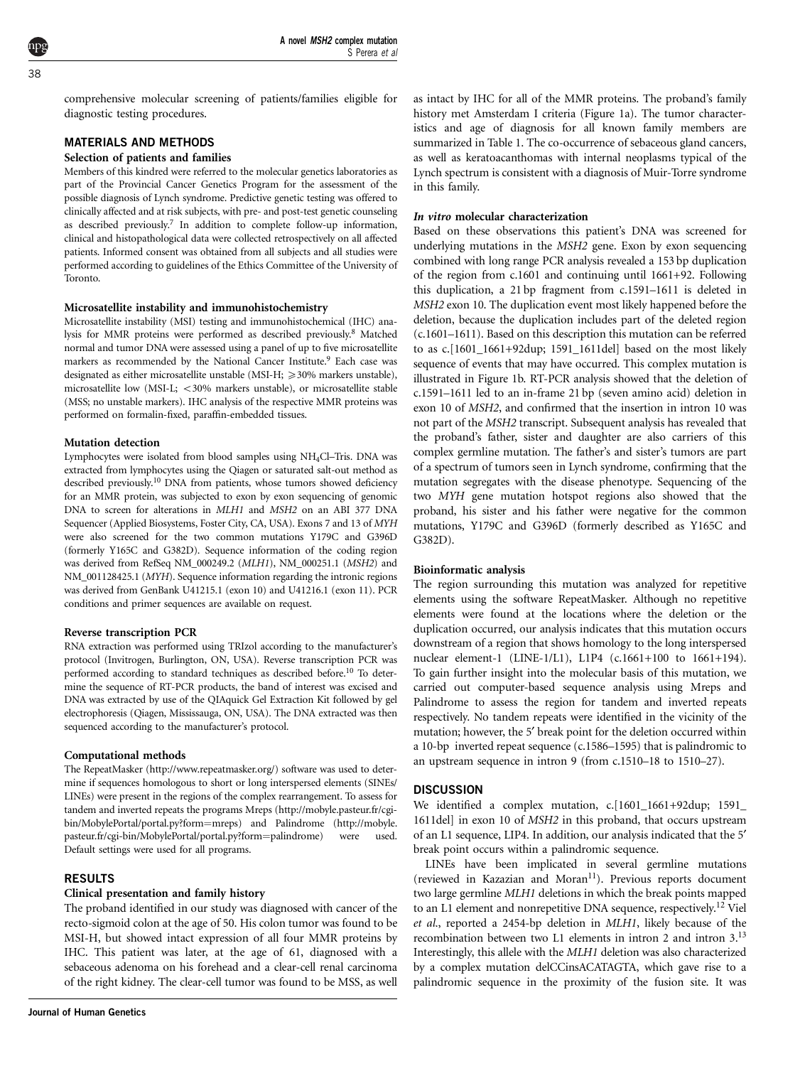comprehensive molecular screening of patients/families eligible for diagnostic testing procedures.

## MATERIALS AND METHODS

### Selection of patients and families

Members of this kindred were referred to the molecular genetics laboratories as part of the Provincial Cancer Genetics Program for the assessment of the possible diagnosis of Lynch syndrome. Predictive genetic testing was offered to clinically affected and at risk subjects, with pre- and post-test genetic counseling as described previously.[7] In addition to complete follow-up information, clinical and histopathological data were collected retrospectively on all affected patients. Informed consent was obtained from all subjects and all studies were performed according to guidelines of the Ethics Committee of the University of Toronto.

### Microsatellite instability and immunohistochemistry

Microsatellite instability (MSI) testing and immunohistochemical (IHC) analysis for MMR proteins were performed as described previously.[8] Matched normal and tumor DNA were assessed using a panel of up to five microsatellite markers as recommended by the National Cancer Institute.[9] Each case was designated as either microsatellite unstable (MSI-H; $\geqslant$30% markers unstable), microsatellite low (MSI-L; $<$30% markers unstable), or microsatellite stable (MSS; no unstable markers). IHC analysis of the respective MMR proteins was performed on formalin-fixed, paraffin-embedded tissues.

### Mutation detection

Lymphocytes were isolated from blood samples using $NH_4Cl$–Tris. DNA was extracted from lymphocytes using the Qiagen or saturated salt-out method as described previously.[10] DNA from patients, whose tumors showed deficiency for an MMR protein, was subjected to exon by exon sequencing of genomic DNA to screen for alterations in *MLH1* and *MSH2* on an ABI 377 DNA Sequencer (Applied Biosystems, Foster City, CA, USA). Exons 7 and 13 of *MYH* were also screened for the two common mutations Y179C and G396D (formerly Y165C and G382D). Sequence information of the coding region was derived from RefSeq NM_000249.2 (*MLH1*), NM_000251.1 (*MSH2*) and NM_001128425.1 (*MYH*). Sequence information regarding the intronic regions was derived from GenBank U41215.1 (exon 10) and U41216.1 (exon 11). PCR conditions and primer sequences are available on request.

### Reverse transcription PCR

RNA extraction was performed using TRIzol according to the manufacturer's protocol (Invitrogen, Burlington, ON, USA). Reverse transcription PCR was performed according to standard techniques as described before.[10] To determine the sequence of RT-PCR products, the band of interest was excised and DNA was extracted by use of the QIAquick Gel Extraction Kit followed by gel electrophoresis (Qiagen, Mississauga, ON, USA). The DNA extracted was then sequenced according to the manufacturer's protocol.

### Computational methods

The RepeatMasker (http://www.repeatmasker.org/) software was used to determine if sequences homologous to short or long interspersed elements (SINEs/LINEs) were present in the regions of the complex rearrangement. To assess for tandem and inverted repeats the programs Mreps (http://mobyle.pasteur.fr/cgi-bin/MobylePortal/portal.py?form=mreps) and Palindrome (http://mobyle.pasteur.fr/cgi-bin/MobylePortal/portal.py?form=palindrome) were used. Default settings were used for all programs.

## RESULTS

### Clinical presentation and family history

The proband identified in our study was diagnosed with cancer of the recto-sigmoid colon at the age of 50. His colon tumor was found to be MSI-H, but showed intact expression of all four MMR proteins by IHC. This patient was later, at the age of 61, diagnosed with a sebaceous adenoma on his forehead and a clear-cell renal carcinoma of the right kidney. The clear-cell tumor was found to be MSS, as well as intact by IHC for all of the MMR proteins. The proband's family history met Amsterdam I criteria (Figure 1a). The tumor characteristics and age of diagnosis for all known family members are summarized in Table 1. The co-occurrence of sebaceous gland cancers, as well as keratoacanthomas with internal neoplasms typical of the Lynch spectrum is consistent with a diagnosis of Muir-Torre syndrome in this family.

### *In vitro* molecular characterization

Based on these observations this patient's DNA was screened for underlying mutations in the *MSH2* gene. Exon by exon sequencing combined with long range PCR analysis revealed a 153 bp duplication of the region from c.1601 and continuing until 1661+92. Following this duplication, a 21 bp fragment from c.1591–1611 is deleted in *MSH2* exon 10. The duplication event most likely happened before the deletion, because the duplication includes part of the deleted region (c.1601–1611). Based on this description this mutation can be referred to as c.[1601_1661+92dup; 1591_1611del] based on the most likely sequence of events that may have occurred. This complex mutation is illustrated in Figure 1b. RT-PCR analysis showed that the deletion of c.1591–1611 led to an in-frame 21 bp (seven amino acid) deletion in exon 10 of *MSH2*, and confirmed that the insertion in intron 10 was not part of the *MSH2* transcript. Subsequent analysis has revealed that the proband's father, sister and daughter are also carriers of this complex germline mutation. The father's and sister's tumors are part of a spectrum of tumors seen in Lynch syndrome, confirming that the mutation segregates with the disease phenotype. Sequencing of the two *MYH* gene mutation hotspot regions also showed that the proband, his sister and his father were negative for the common mutations, Y179C and G396D (formerly described as Y165C and G382D).

### Bioinformatic analysis

The region surrounding this mutation was analyzed for repetitive elements using the software RepeatMasker. Although no repetitive elements were found at the locations where the deletion or the duplication occurred, our analysis indicates that this mutation occurs downstream of a region that shows homology to the long interspersed nuclear element-1 (LINE-1/L1), L1P4 (c.1661+100 to 1661+194). To gain further insight into the molecular basis of this mutation, we carried out computer-based sequence analysis using Mreps and Palindrome to assess the region for tandem and inverted repeats respectively. No tandem repeats were identified in the vicinity of the mutation; however, the 5′ break point for the deletion occurred within a 10-bp inverted repeat sequence (c.1586–1595) that is palindromic to an upstream sequence in intron 9 (from c.1510–18 to 1510–27).

## DISCUSSION

We identified a complex mutation, c.[1601_1661+92dup; 1591_1611del] in exon 10 of *MSH2* in this proband, that occurs upstream of an L1 sequence, LIP4. In addition, our analysis indicated that the 5′ break point occurs within a palindromic sequence.

LINEs have been implicated in several germline mutations (reviewed in Kazazian and Moran[11]). Previous reports document two large germline *MLH1* deletions in which the break points mapped to an L1 element and nonrepetitive DNA sequence, respectively.[12] Viel *et al*., reported a 2454-bp deletion in *MLH1*, likely because of the recombination between two L1 elements in intron 2 and intron 3.[13] Interestingly, this allele with the *MLH1* deletion was also characterized by a complex mutation delCCinsACATAGTA, which gave rise to a palindromic sequence in the proximity of the fusion site. It was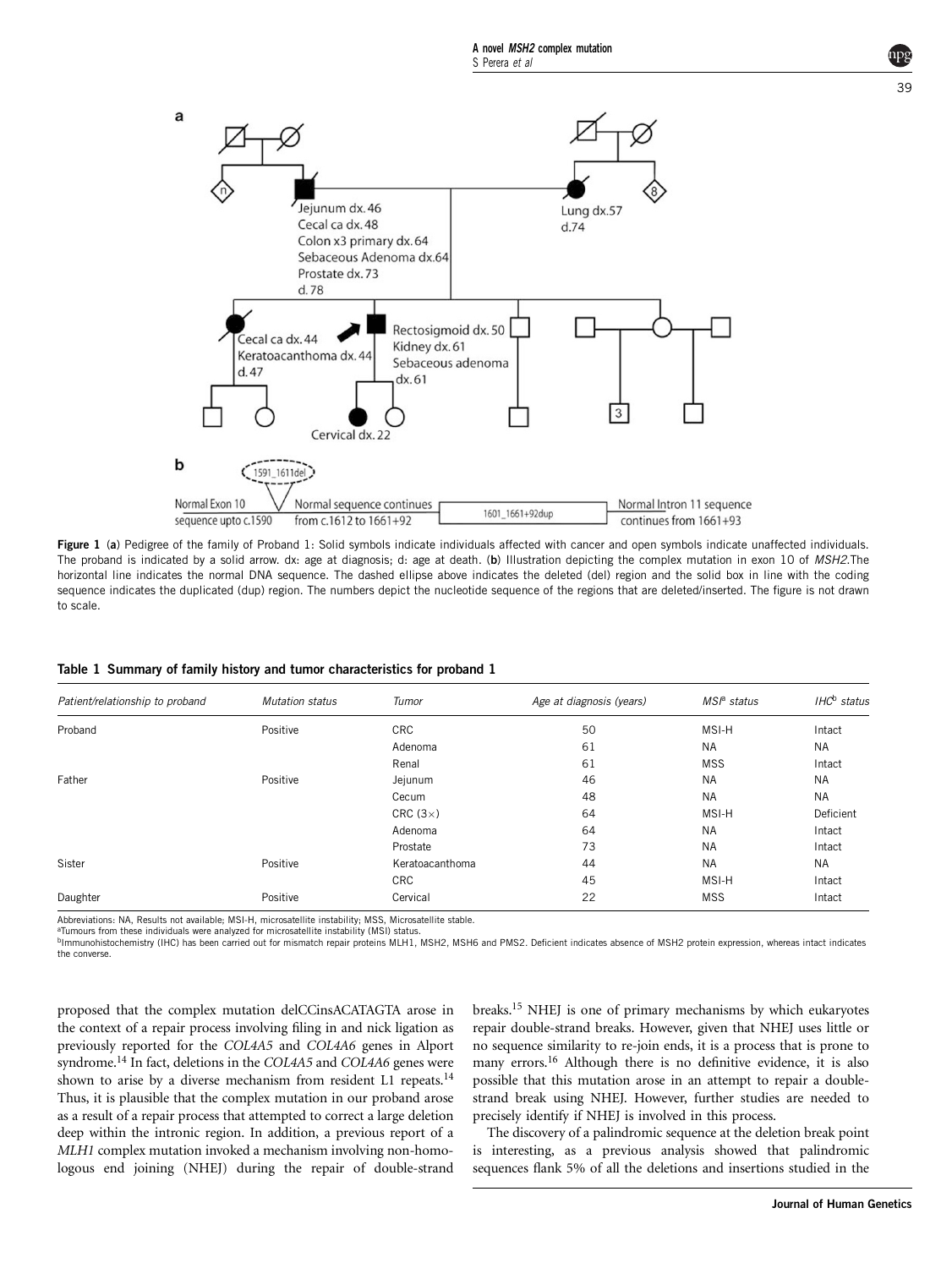Figure 1 (a) Pedigree of the family of Proband 1: Solid symbols indicate individuals affected with cancer and open symbols indicate unaffected individuals. The proband is indicated by a solid arrow. dx: age at diagnosis; d: age at death. (b) Illustration depicting the complex mutation in exon 10 of *MSH2*.The horizontal line indicates the normal DNA sequence. The dashed ellipse above indicates the deleted (del) region and the solid box in line with the coding sequence indicates the duplicated (dup) region. The numbers depict the nucleotide sequence of the regions that are deleted/inserted. The figure is not drawn to scale.

**Table 1 Summary of family history and tumor characteristics for proband 1**

| *Patient/relationship to proband* | *Mutation status* | *Tumor* | *Age at diagnosis (years)* | *MSI[a] status* | *IHC[b] status* |
|---|---|---|---|---|---|
| Proband | Positive | CRC | 50 | MSI-H | Intact |
| | | Adenoma | 61 | NA | NA |
| | | Renal | 61 | MSS | Intact |
| Father | Positive | Jejunum | 46 | NA | NA |
| | | Cecum | 48 | NA | NA |
| | | CRC (3×) | 64 | MSI-H | Deficient |
| | | Adenoma | 64 | NA | Intact |
| | | Prostate | 73 | NA | Intact |
| Sister | Positive | Keratoacanthoma | 44 | NA | NA |
| | | CRC | 45 | MSI-H | Intact |
| Daughter | Positive | Cervical | 22 | MSS | Intact |

Abbreviations: NA, Results not available; MSI-H, microsatellite instability; MSS, Microsatellite stable.
[a]Tumours from these individuals were analyzed for microsatellite instability (MSI) status.
[b]Immunohistochemistry (IHC) has been carried out for mismatch repair proteins MLH1, MSH2, MSH6 and PMS2. Deficient indicates absence of MSH2 protein expression, whereas intact indicates the converse.

proposed that the complex mutation delCCinsACATAGTA arose in the context of a repair process involving filing in and nick ligation as previously reported for the *COL4A5* and *COL4A6* genes in Alport syndrome.[14] In fact, deletions in the *COL4A5* and *COL4A6* genes were shown to arise by a diverse mechanism from resident L1 repeats.[14] Thus, it is plausible that the complex mutation in our proband arose as a result of a repair process that attempted to correct a large deletion deep within the intronic region. In addition, a previous report of a *MLH1* complex mutation invoked a mechanism involving non-homologous end joining (NHEJ) during the repair of double-strand breaks.[15] NHEJ is one of primary mechanisms by which eukaryotes repair double-strand breaks. However, given that NHEJ uses little or no sequence similarity to re-join ends, it is a process that is prone to many errors.[16] Although there is no definitive evidence, it is also possible that this mutation arose in an attempt to repair a double-strand break using NHEJ. However, further studies are needed to precisely identify if NHEJ is involved in this process.

The discovery of a palindromic sequence at the deletion break point is interesting, as a previous analysis showed that palindromic sequences flank 5% of all the deletions and insertions studied in the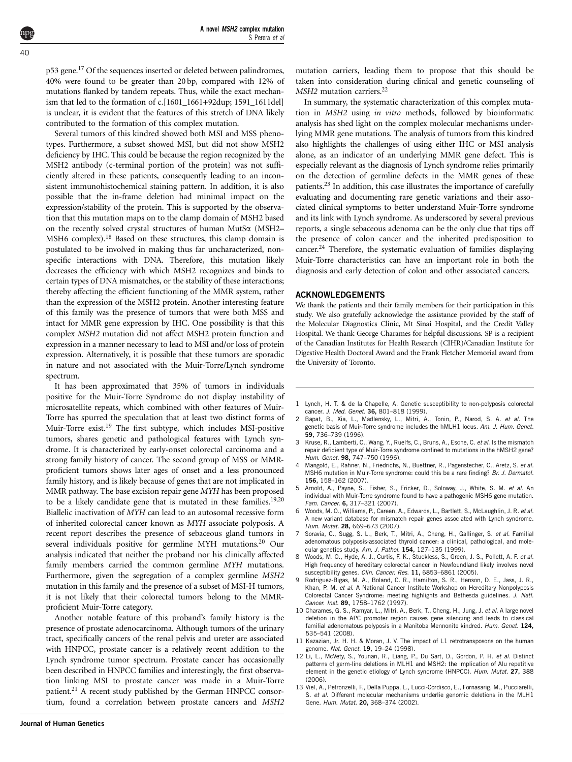p53 gene.[17] Of the sequences inserted or deleted between palindromes, 40% were found to be greater than 20 bp, compared with 12% of mutations flanked by tandem repeats. Thus, while the exact mechanism that led to the formation of c.[1601_1661+92dup; 1591_1611del] is unclear, it is evident that the features of this stretch of DNA likely contributed to the formation of this complex mutation.

Several tumors of this kindred showed both MSI and MSS phenotypes. Furthermore, a subset showed MSI, but did not show MSH2 deficiency by IHC. This could be because the region recognized by the MSH2 antibody (c-terminal portion of the protein) was not sufficiently altered in these patients, consequently leading to an inconsistent immunohistochemical staining pattern. In addition, it is also possible that the in-frame deletion had minimal impact on the expression/stability of the protein. This is supported by the observation that this mutation maps on to the clamp domain of MSH2 based on the recently solved crystal structures of human MutSα (MSH2–MSH6 complex).[18] Based on these structures, this clamp domain is postulated to be involved in making thus far uncharacterized, non-specific interactions with DNA. Therefore, this mutation likely decreases the efficiency with which MSH2 recognizes and binds to certain types of DNA mismatches, or the stability of these interactions; thereby affecting the efficient functioning of the MMR system, rather than the expression of the MSH2 protein. Another interesting feature of this family was the presence of tumors that were both MSS and intact for MMR gene expression by IHC. One possibility is that this complex *MSH2* mutation did not affect MSH2 protein function and expression in a manner necessary to lead to MSI and/or loss of protein expression. Alternatively, it is possible that these tumors are sporadic in nature and not associated with the Muir-Torre/Lynch syndrome spectrum.

It has been approximated that 35% of tumors in individuals positive for the Muir-Torre Syndrome do not display instability of microsatellite repeats, which combined with other features of Muir-Torre has spurred the speculation that at least two distinct forms of Muir-Torre exist.[19] The first subtype, which includes MSI-positive tumors, shares genetic and pathological features with Lynch syndrome. It is characterized by early-onset colorectal carcinoma and a strong family history of cancer. The second group of MSS or MMR-proficient tumors shows later ages of onset and a less pronounced family history, and is likely because of genes that are not implicated in MMR pathway. The base excision repair gene *MYH* has been proposed to be a likely candidate gene that is mutated in these families.[19,20] Biallelic inactivation of *MYH* can lead to an autosomal recessive form of inherited colorectal cancer known as *MYH* associate polyposis. A recent report describes the presence of sebaceous gland tumors in several individuals positive for germline MYH mutations.[20] Our analysis indicated that neither the proband nor his clinically affected family members carried the common germline *MYH* mutations. Furthermore, given the segregation of a complex germline *MSH2* mutation in this family and the presence of a subset of MSI-H tumors, it is not likely that their colorectal tumors belong to the MMR-proficient Muir-Torre category.

Another notable feature of this proband's family history is the presence of prostate adenocarcinoma. Although tumors of the urinary tract, specifically cancers of the renal pelvis and ureter are associated with HNPCC, prostate cancer is a relatively recent addition to the Lynch syndrome tumor spectrum. Prostate cancer has occasionally been described in HNPCC families and interestingly, the first observation linking MSI to prostate cancer was made in a Muir-Torre patient.[21] A recent study published by the German HNPCC consortium, found a correlation between prostate cancers and *MSH2* mutation carriers, leading them to propose that this should be taken into consideration during clinical and genetic counseling of *MSH2* mutation carriers.[22]

In summary, the systematic characterization of this complex mutation in *MSH2* using *in vitro* methods, followed by bioinformatic analysis has shed light on the complex molecular mechanisms underlying MMR gene mutations. The analysis of tumors from this kindred also highlights the challenges of using either IHC or MSI analysis alone, as an indicator of an underlying MMR gene defect. This is especially relevant as the diagnosis of Lynch syndrome relies primarily on the detection of germline defects in the MMR genes of these patients.[23] In addition, this case illustrates the importance of carefully evaluating and documenting rare genetic variations and their associated clinical symptoms to better understand Muir-Torre syndrome and its link with Lynch syndrome. As underscored by several previous reports, a single sebaceous adenoma can be the only clue that tips off the presence of colon cancer and the inherited predisposition to cancer.[24] Therefore, the systematic evaluation of families displaying Muir-Torre characteristics can have an important role in both the diagnosis and early detection of colon and other associated cancers.

## ACKNOWLEDGEMENTS

We thank the patients and their family members for their participation in this study. We also gratefully acknowledge the assistance provided by the staff of the Molecular Diagnostics Clinic, Mt Sinai Hospital, and the Credit Valley Hospital. We thank George Charames for helpful discussions. SP is a recipient of the Canadian Institutes for Health Research (CIHR)/Canadian Institute for Digestive Health Doctoral Award and the Frank Fletcher Memorial award from the University of Toronto.

1 Lynch, H. T. & de la Chapelle, A. Genetic susceptibility to non-polyposis colorectal cancer. *J. Med. Genet.* **36,** 801–818 (1999).
2 Bapat, B., Xia, L., Madlensky, L., Mitri, A., Tonin, P., Narod, S. A. *et al.* The genetic basis of Muir-Torre syndrome includes the hMLH1 locus. *Am. J. Hum. Genet.* **59,** 736–739 (1996).
3 Kruse, R., Lamberti, C., Wang, Y., Ruelfs, C., Bruns, A., Esche, C. *et al.* Is the mismatch repair deficient type of Muir-Torre syndrome confined to mutations in the hMSH2 gene? *Hum. Genet.* **98,** 747–750 (1996).
4 Mangold, E., Rahner, N., Friedrichs, N., Buettner, R., Pagenstecher, C., Aretz, S. *et al.* MSH6 mutation in Muir-Torre syndrome: could this be a rare finding? *Br. J. Dermatol.* **156,** 158–162 (2007).
5 Arnold, A., Payne, S., Fisher, S., Fricker, D., Soloway, J., White, S. M. *et al.* An individual with Muir-Torre syndrome found to have a pathogenic MSH6 gene mutation. *Fam. Cancer.* **6,** 317–321 (2007).
6 Woods, M. O., Williams, P., Careen, A., Edwards, L., Bartlett, S., McLaughlin, J. R. *et al.* A new variant database for mismatch repair genes associated with Lynch syndrome. *Hum. Mutat.* **28,** 669–673 (2007).
7 Soravia, C., Sugg, S. L., Berk, T., Mitri, A., Cheng, H., Gallinger, S. *et al.* Familial adenomatous polyposis-associated thyroid cancer: a clinical, pathological, and molecular genetics study. *Am. J. Pathol.* **154,** 127–135 (1999).
8 Woods, M. O., Hyde, A. J., Curtis, F. K., Stuckless, S., Green, J. S., Pollett, A. F. *et al.* High frequency of hereditary colorectal cancer in Newfoundland likely involves novel susceptibility genes. *Clin. Cancer. Res.* **11,** 6853–6861 (2005).
9 Rodriguez-Bigas, M. A., Boland, C. R., Hamilton, S. R., Henson, D. E., Jass, J. R., Khan, P. M. *et al.* A National Cancer Institute Workshop on Hereditary Nonpolyposis Colorectal Cancer Syndrome: meeting highlights and Bethesda guidelines. *J. Natl. Cancer. Inst.* **89,** 1758–1762 (1997).
10 Charames, G. S., Ramyar, L., Mitri, A., Berk, T., Cheng, H., Jung, J. *et al.* A large novel deletion in the APC promoter region causes gene silencing and leads to classical familial adenomatous polyposis in a Manitoba Mennonite kindred. *Hum. Genet.* **124,** 535–541 (2008).
11 Kazazian, Jr. H. H. & Moran, J. V. The impact of L1 retrotransposons on the human genome. *Nat. Genet.* **19,** 19–24 (1998).
12 Li, L., McVety, S., Younan, R., Liang, P., Du Sart, D., Gordon, P. H. *et al.* Distinct patterns of germ-line deletions in MLH1 and MSH2: the implication of Alu repetitive element in the genetic etiology of Lynch syndrome (HNPCC). *Hum. Mutat.* **27,** 388 (2006).
13 Viel, A., Petronzelli, F., Della Puppa, L., Lucci-Cordisco, E., Fornasarig, M., Pucciarelli, S. *et al.* Different molecular mechanisms underlie genomic deletions in the MLH1 Gene. *Hum. Mutat.* **20,** 368–374 (2002).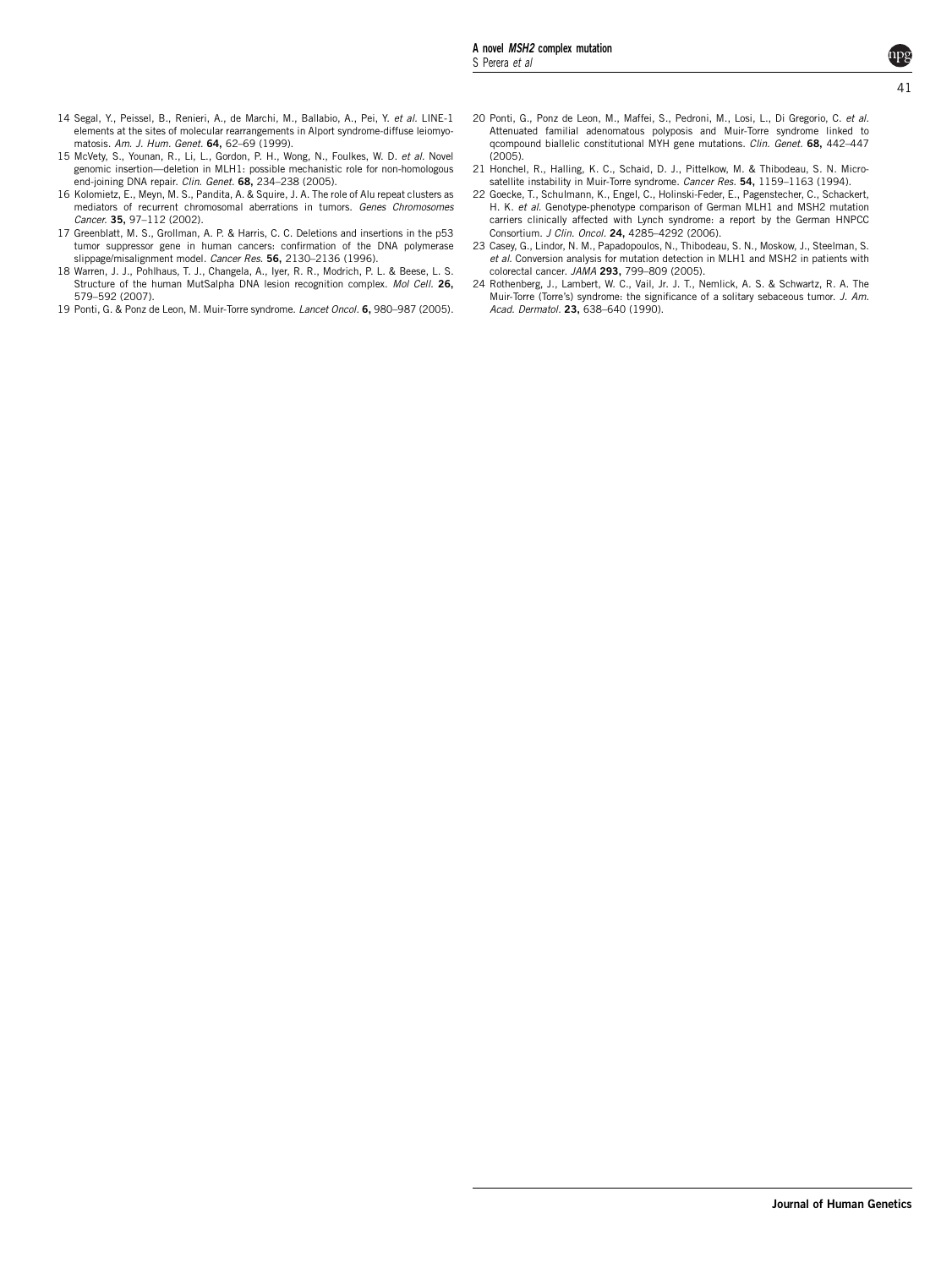14 Segal, Y., Peissel, B., Renieri, A., de Marchi, M., Ballabio, A., Pei, Y. *et al.* LINE-1 elements at the sites of molecular rearrangements in Alport syndrome-diffuse leiomyomatosis. *Am. J. Hum. Genet.* **64,** 62–69 (1999).

15 McVety, S., Younan, R., Li, L., Gordon, P. H., Wong, N., Foulkes, W. D. *et al.* Novel genomic insertion—deletion in MLH1: possible mechanistic role for non-homologous end-joining DNA repair. *Clin. Genet.* **68,** 234–238 (2005).

16 Kolomietz, E., Meyn, M. S., Pandita, A. & Squire, J. A. The role of Alu repeat clusters as mediators of recurrent chromosomal aberrations in tumors. *Genes Chromosomes Cancer.* **35,** 97–112 (2002).

17 Greenblatt, M. S., Grollman, A. P. & Harris, C. C. Deletions and insertions in the p53 tumor suppressor gene in human cancers: confirmation of the DNA polymerase slippage/misalignment model. *Cancer Res.* **56,** 2130–2136 (1996).

18 Warren, J. J., Pohlhaus, T. J., Changela, A., Iyer, R. R., Modrich, P. L. & Beese, L. S. Structure of the human MutSalpha DNA lesion recognition complex. *Mol Cell.* **26,** 579–592 (2007).

19 Ponti, G. & Ponz de Leon, M. Muir-Torre syndrome. *Lancet Oncol.* **6,** 980–987 (2005).

20 Ponti, G., Ponz de Leon, M., Maffei, S., Pedroni, M., Losi, L., Di Gregorio, C. *et al.* Attenuated familial adenomatous polyposis and Muir-Torre syndrome linked to qcompound biallelic constitutional MYH gene mutations. *Clin. Genet.* **68,** 442–447 (2005).

21 Honchel, R., Halling, K. C., Schaid, D. J., Pittelkow, M. & Thibodeau, S. N. Microsatellite instability in Muir-Torre syndrome. *Cancer Res.* **54,** 1159–1163 (1994).

22 Goecke, T., Schulmann, K., Engel, C., Holinski-Feder, E., Pagenstecher, C., Schackert, H. K. *et al.* Genotype-phenotype comparison of German MLH1 and MSH2 mutation carriers clinically affected with Lynch syndrome: a report by the German HNPCC Consortium. *J Clin. Oncol.* **24,** 4285–4292 (2006).

23 Casey, G., Lindor, N. M., Papadopoulos, N., Thibodeau, S. N., Moskow, J., Steelman, S. *et al.* Conversion analysis for mutation detection in MLH1 and MSH2 in patients with colorectal cancer. *JAMA* **293,** 799–809 (2005).

24 Rothenberg, J., Lambert, W. C., Vail, Jr. J. T., Nemlick, A. S. & Schwartz, R. A. The Muir-Torre (Torre's) syndrome: the significance of a solitary sebaceous tumor. *J. Am. Acad. Dermatol.* **23,** 638–640 (1990).